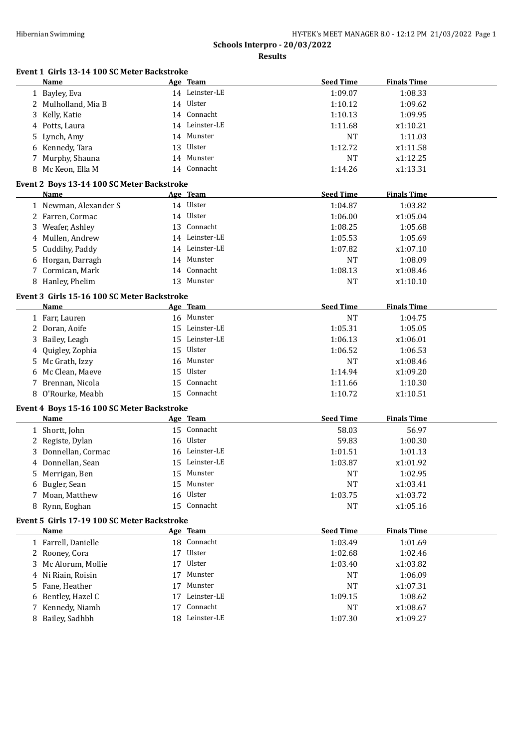# Schools Interpro - 20/03/2022

## Results

### Event 1 Girls 13-14 100 SC Meter Backstroke

| | Name | Age | Team | Seed Time | Finals Time |
|---|---|---|---|---|---|
| 1 | Bayley, Eva | 14 | Leinster-LE | 1:09.07 | 1:08.33 |
| 2 | Mulholland, Mia B | 14 | Ulster | 1:10.12 | 1:09.62 |
| 3 | Kelly, Katie | 14 | Connacht | 1:10.13 | 1:09.95 |
| 4 | Potts, Laura | 14 | Leinster-LE | 1:11.68 | x1:10.21 |
| 5 | Lynch, Amy | 14 | Munster | NT | 1:11.03 |
| 6 | Kennedy, Tara | 13 | Ulster | 1:12.72 | x1:11.58 |
| 7 | Murphy, Shauna | 14 | Munster | NT | x1:12.25 |
| 8 | Mc Keon, Ella M | 14 | Connacht | 1:14.26 | x1:13.31 |

### Event 2 Boys 13-14 100 SC Meter Backstroke

| | Name | Age | Team | Seed Time | Finals Time |
|---|---|---|---|---|---|
| 1 | Newman, Alexander S | 14 | Ulster | 1:04.87 | 1:03.82 |
| 2 | Farren, Cormac | 14 | Ulster | 1:06.00 | x1:05.04 |
| 3 | Weafer, Ashley | 13 | Connacht | 1:08.25 | 1:05.68 |
| 4 | Mullen, Andrew | 14 | Leinster-LE | 1:05.53 | 1:05.69 |
| 5 | Cuddihy, Paddy | 14 | Leinster-LE | 1:07.82 | x1:07.10 |
| 6 | Horgan, Darragh | 14 | Munster | NT | 1:08.09 |
| 7 | Cormican, Mark | 14 | Connacht | 1:08.13 | x1:08.46 |
| 8 | Hanley, Phelim | 13 | Munster | NT | x1:10.10 |

### Event 3 Girls 15-16 100 SC Meter Backstroke

| | Name | Age | Team | Seed Time | Finals Time |
|---|---|---|---|---|---|
| 1 | Farr, Lauren | 16 | Munster | NT | 1:04.75 |
| 2 | Doran, Aoife | 15 | Leinster-LE | 1:05.31 | 1:05.05 |
| 3 | Bailey, Leagh | 15 | Leinster-LE | 1:06.13 | x1:06.01 |
| 4 | Quigley, Zophia | 15 | Ulster | 1:06.52 | 1:06.53 |
| 5 | Mc Grath, Izzy | 16 | Munster | NT | x1:08.46 |
| 6 | Mc Clean, Maeve | 15 | Ulster | 1:14.94 | x1:09.20 |
| 7 | Brennan, Nicola | 15 | Connacht | 1:11.66 | 1:10.30 |
| 8 | O'Rourke, Meabh | 15 | Connacht | 1:10.72 | x1:10.51 |

### Event 4 Boys 15-16 100 SC Meter Backstroke

| | Name | Age | Team | Seed Time | Finals Time |
|---|---|---|---|---|---|
| 1 | Shortt, John | 15 | Connacht | 58.03 | 56.97 |
| 2 | Registe, Dylan | 16 | Ulster | 59.83 | 1:00.30 |
| 3 | Donnellan, Cormac | 16 | Leinster-LE | 1:01.51 | 1:01.13 |
| 4 | Donnellan, Sean | 15 | Leinster-LE | 1:03.87 | x1:01.92 |
| 5 | Merrigan, Ben | 15 | Munster | NT | 1:02.95 |
| 6 | Bugler, Sean | 15 | Munster | NT | x1:03.41 |
| 7 | Moan, Matthew | 16 | Ulster | 1:03.75 | x1:03.72 |
| 8 | Rynn, Eoghan | 15 | Connacht | NT | x1:05.16 |

### Event 5 Girls 17-19 100 SC Meter Backstroke

| | Name | Age | Team | Seed Time | Finals Time |
|---|---|---|---|---|---|
| 1 | Farrell, Danielle | 18 | Connacht | 1:03.49 | 1:01.69 |
| 2 | Rooney, Cora | 17 | Ulster | 1:02.68 | 1:02.46 |
| 3 | Mc Alorum, Mollie | 17 | Ulster | 1:03.40 | x1:03.82 |
| 4 | Ni Riain, Roisin | 17 | Munster | NT | 1:06.09 |
| 5 | Fane, Heather | 17 | Munster | NT | x1:07.31 |
| 6 | Bentley, Hazel C | 17 | Leinster-LE | 1:09.15 | 1:08.62 |
| 7 | Kennedy, Niamh | 17 | Connacht | NT | x1:08.67 |
| 8 | Bailey, Sadhbh | 18 | Leinster-LE | 1:07.30 | x1:09.27 |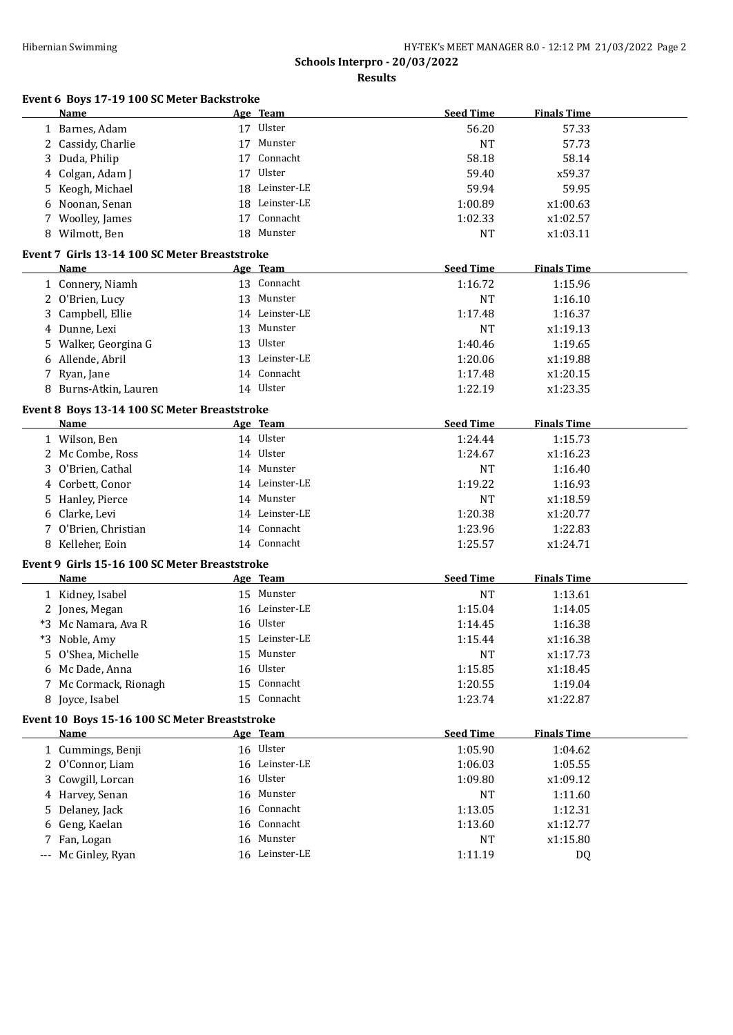**Schools Interpro - 20/03/2022**

**Results**

### Event 6 Boys 17-19 100 SC Meter Backstroke

| | Name | Age | Team | Seed Time | Finals Time |
|---|---|---|---|---|---|
| 1 | Barnes, Adam | 17 | Ulster | 56.20 | 57.33 |
| 2 | Cassidy, Charlie | 17 | Munster | NT | 57.73 |
| 3 | Duda, Philip | 17 | Connacht | 58.18 | 58.14 |
| 4 | Colgan, Adam J | 17 | Ulster | 59.40 | x59.37 |
| 5 | Keogh, Michael | 18 | Leinster-LE | 59.94 | 59.95 |
| 6 | Noonan, Senan | 18 | Leinster-LE | 1:00.89 | x1:00.63 |
| 7 | Woolley, James | 17 | Connacht | 1:02.33 | x1:02.57 |
| 8 | Wilmott, Ben | 18 | Munster | NT | x1:03.11 |

### Event 7 Girls 13-14 100 SC Meter Breaststroke

| | Name | Age | Team | Seed Time | Finals Time |
|---|---|---|---|---|---|
| 1 | Connery, Niamh | 13 | Connacht | 1:16.72 | 1:15.96 |
| 2 | O'Brien, Lucy | 13 | Munster | NT | 1:16.10 |
| 3 | Campbell, Ellie | 14 | Leinster-LE | 1:17.48 | 1:16.37 |
| 4 | Dunne, Lexi | 13 | Munster | NT | x1:19.13 |
| 5 | Walker, Georgina G | 13 | Ulster | 1:40.46 | 1:19.65 |
| 6 | Allende, Abril | 13 | Leinster-LE | 1:20.06 | x1:19.88 |
| 7 | Ryan, Jane | 14 | Connacht | 1:17.48 | x1:20.15 |
| 8 | Burns-Atkin, Lauren | 14 | Ulster | 1:22.19 | x1:23.35 |

### Event 8 Boys 13-14 100 SC Meter Breaststroke

| | Name | Age | Team | Seed Time | Finals Time |
|---|---|---|---|---|---|
| 1 | Wilson, Ben | 14 | Ulster | 1:24.44 | 1:15.73 |
| 2 | Mc Combe, Ross | 14 | Ulster | 1:24.67 | x1:16.23 |
| 3 | O'Brien, Cathal | 14 | Munster | NT | 1:16.40 |
| 4 | Corbett, Conor | 14 | Leinster-LE | 1:19.22 | 1:16.93 |
| 5 | Hanley, Pierce | 14 | Munster | NT | x1:18.59 |
| 6 | Clarke, Levi | 14 | Leinster-LE | 1:20.38 | x1:20.77 |
| 7 | O'Brien, Christian | 14 | Connacht | 1:23.96 | 1:22.83 |
| 8 | Kelleher, Eoin | 14 | Connacht | 1:25.57 | x1:24.71 |

### Event 9 Girls 15-16 100 SC Meter Breaststroke

| | Name | Age | Team | Seed Time | Finals Time |
|---|---|---|---|---|---|
| 1 | Kidney, Isabel | 15 | Munster | NT | 1:13.61 |
| 2 | Jones, Megan | 16 | Leinster-LE | 1:15.04 | 1:14.05 |
| *3 | Mc Namara, Ava R | 16 | Ulster | 1:14.45 | 1:16.38 |
| *3 | Noble, Amy | 15 | Leinster-LE | 1:15.44 | x1:16.38 |
| 5 | O'Shea, Michelle | 15 | Munster | NT | x1:17.73 |
| 6 | Mc Dade, Anna | 16 | Ulster | 1:15.85 | x1:18.45 |
| 7 | Mc Cormack, Rionagh | 15 | Connacht | 1:20.55 | 1:19.04 |
| 8 | Joyce, Isabel | 15 | Connacht | 1:23.74 | x1:22.87 |

### Event 10 Boys 15-16 100 SC Meter Breaststroke

| | Name | Age | Team | Seed Time | Finals Time |
|---|---|---|---|---|---|
| 1 | Cummings, Benji | 16 | Ulster | 1:05.90 | 1:04.62 |
| 2 | O'Connor, Liam | 16 | Leinster-LE | 1:06.03 | 1:05.55 |
| 3 | Cowgill, Lorcan | 16 | Ulster | 1:09.80 | x1:09.12 |
| 4 | Harvey, Senan | 16 | Munster | NT | 1:11.60 |
| 5 | Delaney, Jack | 16 | Connacht | 1:13.05 | 1:12.31 |
| 6 | Geng, Kaelan | 16 | Connacht | 1:13.60 | x1:12.77 |
| 7 | Fan, Logan | 16 | Munster | NT | x1:15.80 |
| --- | Mc Ginley, Ryan | 16 | Leinster-LE | 1:11.19 | DQ |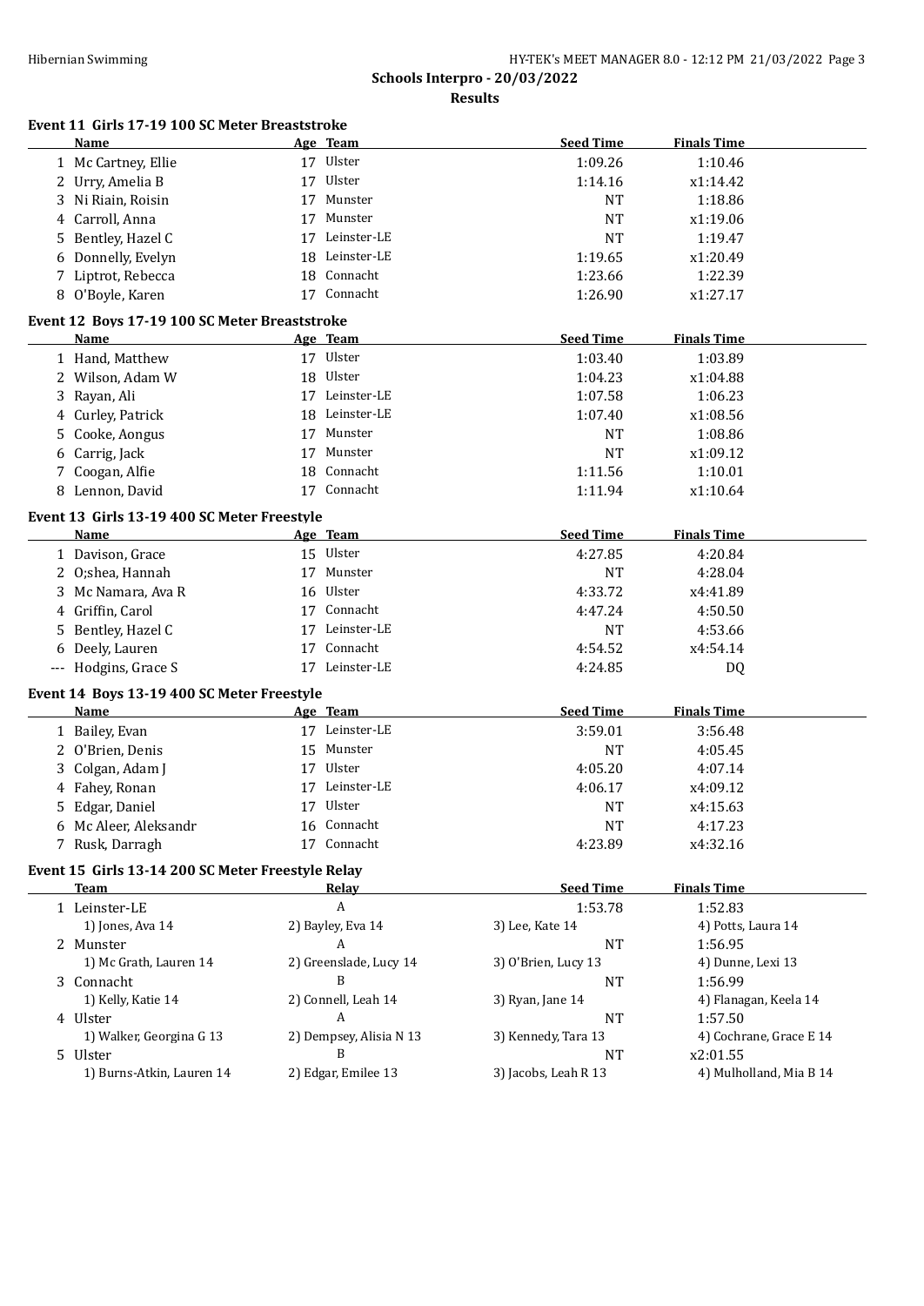**Schools Interpro - 20/03/2022**

**Results**

### Event 11 Girls 17-19 100 SC Meter Breaststroke

| | Name | Age | Team | Seed Time | Finals Time |
|---|---|---|---|---|---|
| 1 | Mc Cartney, Ellie | 17 | Ulster | 1:09.26 | 1:10.46 |
| 2 | Urry, Amelia B | 17 | Ulster | 1:14.16 | x1:14.42 |
| 3 | Ni Riain, Roisin | 17 | Munster | NT | 1:18.86 |
| 4 | Carroll, Anna | 17 | Munster | NT | x1:19.06 |
| 5 | Bentley, Hazel C | 17 | Leinster-LE | NT | 1:19.47 |
| 6 | Donnelly, Evelyn | 18 | Leinster-LE | 1:19.65 | x1:20.49 |
| 7 | Liptrot, Rebecca | 18 | Connacht | 1:23.66 | 1:22.39 |
| 8 | O'Boyle, Karen | 17 | Connacht | 1:26.90 | x1:27.17 |

### Event 12 Boys 17-19 100 SC Meter Breaststroke

| | Name | Age | Team | Seed Time | Finals Time |
|---|---|---|---|---|---|
| 1 | Hand, Matthew | 17 | Ulster | 1:03.40 | 1:03.89 |
| 2 | Wilson, Adam W | 18 | Ulster | 1:04.23 | x1:04.88 |
| 3 | Rayan, Ali | 17 | Leinster-LE | 1:07.58 | 1:06.23 |
| 4 | Curley, Patrick | 18 | Leinster-LE | 1:07.40 | x1:08.56 |
| 5 | Cooke, Aongus | 17 | Munster | NT | 1:08.86 |
| 6 | Carrig, Jack | 17 | Munster | NT | x1:09.12 |
| 7 | Coogan, Alfie | 18 | Connacht | 1:11.56 | 1:10.01 |
| 8 | Lennon, David | 17 | Connacht | 1:11.94 | x1:10.64 |

### Event 13 Girls 13-19 400 SC Meter Freestyle

| | Name | Age | Team | Seed Time | Finals Time |
|---|---|---|---|---|---|
| 1 | Davison, Grace | 15 | Ulster | 4:27.85 | 4:20.84 |
| 2 | O;shea, Hannah | 17 | Munster | NT | 4:28.04 |
| 3 | Mc Namara, Ava R | 16 | Ulster | 4:33.72 | x4:41.89 |
| 4 | Griffin, Carol | 17 | Connacht | 4:47.24 | 4:50.50 |
| 5 | Bentley, Hazel C | 17 | Leinster-LE | NT | 4:53.66 |
| 6 | Deely, Lauren | 17 | Connacht | 4:54.52 | x4:54.14 |
| --- | Hodgins, Grace S | 17 | Leinster-LE | 4:24.85 | DQ |

### Event 14 Boys 13-19 400 SC Meter Freestyle

| | Name | Age | Team | Seed Time | Finals Time |
|---|---|---|---|---|---|
| 1 | Bailey, Evan | 17 | Leinster-LE | 3:59.01 | 3:56.48 |
| 2 | O'Brien, Denis | 15 | Munster | NT | 4:05.45 |
| 3 | Colgan, Adam J | 17 | Ulster | 4:05.20 | 4:07.14 |
| 4 | Fahey, Ronan | 17 | Leinster-LE | 4:06.17 | x4:09.12 |
| 5 | Edgar, Daniel | 17 | Ulster | NT | x4:15.63 |
| 6 | Mc Aleer, Aleksandr | 16 | Connacht | NT | 4:17.23 |
| 7 | Rusk, Darragh | 17 | Connacht | 4:23.89 | x4:32.16 |

### Event 15 Girls 13-14 200 SC Meter Freestyle Relay

| | Team | Relay | Seed Time | Finals Time |
|---|---|---|---|---|
| 1 | Leinster-LE | A | 1:53.78 | 1:52.83 |
| | 1) Jones, Ava 14 | 2) Bayley, Eva 14 | 3) Lee, Kate 14 | 4) Potts, Laura 14 |
| 2 | Munster | A | NT | 1:56.95 |
| | 1) Mc Grath, Lauren 14 | 2) Greenslade, Lucy 14 | 3) O'Brien, Lucy 13 | 4) Dunne, Lexi 13 |
| 3 | Connacht | B | NT | 1:56.99 |
| | 1) Kelly, Katie 14 | 2) Connell, Leah 14 | 3) Ryan, Jane 14 | 4) Flanagan, Keela 14 |
| 4 | Ulster | A | NT | 1:57.50 |
| | 1) Walker, Georgina G 13 | 2) Dempsey, Alisia N 13 | 3) Kennedy, Tara 13 | 4) Cochrane, Grace E 14 |
| 5 | Ulster | B | NT | x2:01.55 |
| | 1) Burns-Atkin, Lauren 14 | 2) Edgar, Emilee 13 | 3) Jacobs, Leah R 13 | 4) Mulholland, Mia B 14 |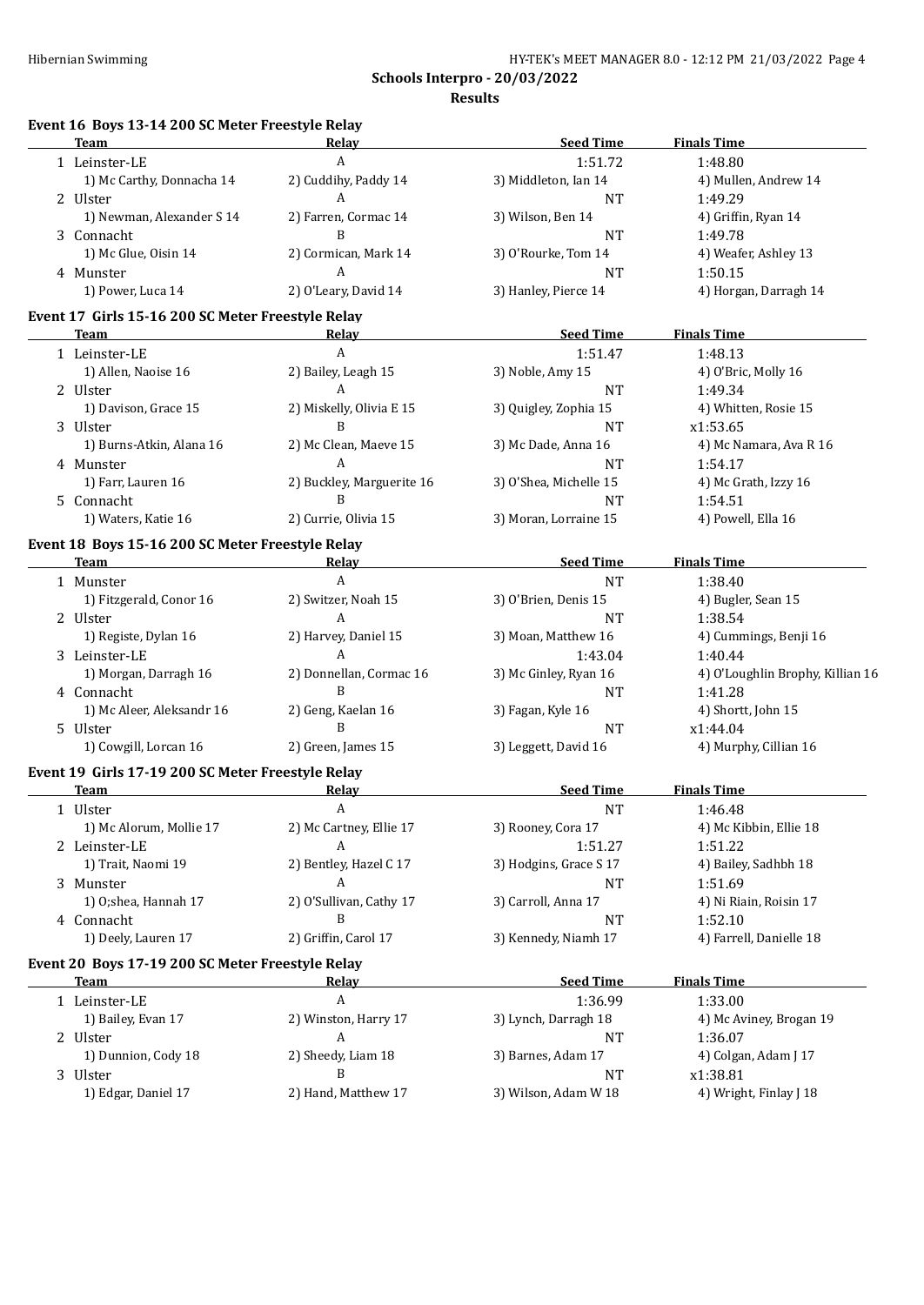**Schools Interpro - 20/03/2022**

**Results**

### Event 16 Boys 13-14 200 SC Meter Freestyle Relay

| | Team | Relay | Seed Time | Finals Time |
|---|---|---|---|---|
| 1 | Leinster-LE | A | 1:51.72 | 1:48.80 |
| | 1) Mc Carthy, Donnacha 14 | 2) Cuddihy, Paddy 14 | 3) Middleton, Ian 14 | 4) Mullen, Andrew 14 |
| 2 | Ulster | A | NT | 1:49.29 |
| | 1) Newman, Alexander S 14 | 2) Farren, Cormac 14 | 3) Wilson, Ben 14 | 4) Griffin, Ryan 14 |
| 3 | Connacht | B | NT | 1:49.78 |
| | 1) Mc Glue, Oisin 14 | 2) Cormican, Mark 14 | 3) O'Rourke, Tom 14 | 4) Weafer, Ashley 13 |
| 4 | Munster | A | NT | 1:50.15 |
| | 1) Power, Luca 14 | 2) O'Leary, David 14 | 3) Hanley, Pierce 14 | 4) Horgan, Darragh 14 |

### Event 17 Girls 15-16 200 SC Meter Freestyle Relay

| | Team | Relay | Seed Time | Finals Time |
|---|---|---|---|---|
| 1 | Leinster-LE | A | 1:51.47 | 1:48.13 |
| | 1) Allen, Naoise 16 | 2) Bailey, Leagh 15 | 3) Noble, Amy 15 | 4) O'Bric, Molly 16 |
| 2 | Ulster | A | NT | 1:49.34 |
| | 1) Davison, Grace 15 | 2) Miskelly, Olivia E 15 | 3) Quigley, Zophia 15 | 4) Whitten, Rosie 15 |
| 3 | Ulster | B | NT | x1:53.65 |
| | 1) Burns-Atkin, Alana 16 | 2) Mc Clean, Maeve 15 | 3) Mc Dade, Anna 16 | 4) Mc Namara, Ava R 16 |
| 4 | Munster | A | NT | 1:54.17 |
| | 1) Farr, Lauren 16 | 2) Buckley, Marguerite 16 | 3) O'Shea, Michelle 15 | 4) Mc Grath, Izzy 16 |
| 5 | Connacht | B | NT | 1:54.51 |
| | 1) Waters, Katie 16 | 2) Currie, Olivia 15 | 3) Moran, Lorraine 15 | 4) Powell, Ella 16 |

### Event 18 Boys 15-16 200 SC Meter Freestyle Relay

| | Team | Relay | Seed Time | Finals Time |
|---|---|---|---|---|
| 1 | Munster | A | NT | 1:38.40 |
| | 1) Fitzgerald, Conor 16 | 2) Switzer, Noah 15 | 3) O'Brien, Denis 15 | 4) Bugler, Sean 15 |
| 2 | Ulster | A | NT | 1:38.54 |
| | 1) Registe, Dylan 16 | 2) Harvey, Daniel 15 | 3) Moan, Matthew 16 | 4) Cummings, Benji 16 |
| 3 | Leinster-LE | A | 1:43.04 | 1:40.44 |
| | 1) Morgan, Darragh 16 | 2) Donnellan, Cormac 16 | 3) Mc Ginley, Ryan 16 | 4) O'Loughlin Brophy, Killian 16 |
| 4 | Connacht | B | NT | 1:41.28 |
| | 1) Mc Aleer, Aleksandr 16 | 2) Geng, Kaelan 16 | 3) Fagan, Kyle 16 | 4) Shortt, John 15 |
| 5 | Ulster | B | NT | x1:44.04 |
| | 1) Cowgill, Lorcan 16 | 2) Green, James 15 | 3) Leggett, David 16 | 4) Murphy, Cillian 16 |

### Event 19 Girls 17-19 200 SC Meter Freestyle Relay

| | Team | Relay | Seed Time | Finals Time |
|---|---|---|---|---|
| 1 | Ulster | A | NT | 1:46.48 |
| | 1) Mc Alorum, Mollie 17 | 2) Mc Cartney, Ellie 17 | 3) Rooney, Cora 17 | 4) Mc Kibbin, Ellie 18 |
| 2 | Leinster-LE | A | 1:51.27 | 1:51.22 |
| | 1) Trait, Naomi 19 | 2) Bentley, Hazel C 17 | 3) Hodgins, Grace S 17 | 4) Bailey, Sadhbh 18 |
| 3 | Munster | A | NT | 1:51.69 |
| | 1) O;shea, Hannah 17 | 2) O'Sullivan, Cathy 17 | 3) Carroll, Anna 17 | 4) Ni Riain, Roisin 17 |
| 4 | Connacht | B | NT | 1:52.10 |
| | 1) Deely, Lauren 17 | 2) Griffin, Carol 17 | 3) Kennedy, Niamh 17 | 4) Farrell, Danielle 18 |

### Event 20 Boys 17-19 200 SC Meter Freestyle Relay

| | Team | Relay | Seed Time | Finals Time |
|---|---|---|---|---|
| 1 | Leinster-LE | A | 1:36.99 | 1:33.00 |
| | 1) Bailey, Evan 17 | 2) Winston, Harry 17 | 3) Lynch, Darragh 18 | 4) Mc Aviney, Brogan 19 |
| 2 | Ulster | A | NT | 1:36.07 |
| | 1) Dunnion, Cody 18 | 2) Sheedy, Liam 18 | 3) Barnes, Adam 17 | 4) Colgan, Adam J 17 |
| 3 | Ulster | B | NT | x1:38.81 |
| | 1) Edgar, Daniel 17 | 2) Hand, Matthew 17 | 3) Wilson, Adam W 18 | 4) Wright, Finlay J 18 |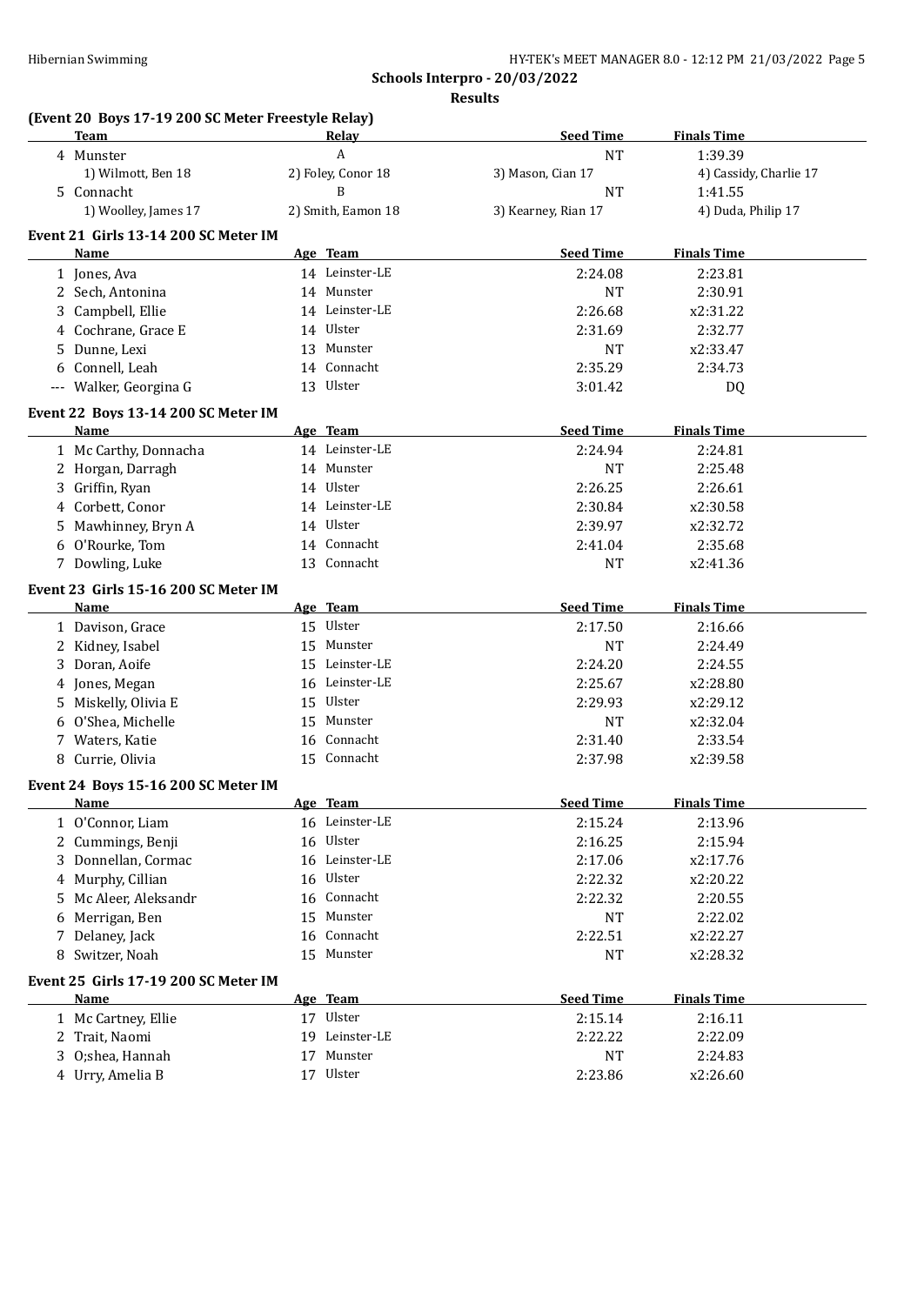**Schools Interpro - 20/03/2022**

**Results**

### (Event 20 Boys 17-19 200 SC Meter Freestyle Relay)

| | Team | Relay | Seed Time | Finals Time |
|---|---|---|---|---|
| 4 | Munster | A | NT | 1:39.39 |
| | 1) Wilmott, Ben 18 | 2) Foley, Conor 18 | 3) Mason, Cian 17 | 4) Cassidy, Charlie 17 |
| 5 | Connacht | B | NT | 1:41.55 |
| | 1) Woolley, James 17 | 2) Smith, Eamon 18 | 3) Kearney, Rian 17 | 4) Duda, Philip 17 |

### Event 21 Girls 13-14 200 SC Meter IM

| | Name | Age | Team | Seed Time | Finals Time |
|---|---|---|---|---|---|
| 1 | Jones, Ava | 14 | Leinster-LE | 2:24.08 | 2:23.81 |
| 2 | Sech, Antonina | 14 | Munster | NT | 2:30.91 |
| 3 | Campbell, Ellie | 14 | Leinster-LE | 2:26.68 | x2:31.22 |
| 4 | Cochrane, Grace E | 14 | Ulster | 2:31.69 | 2:32.77 |
| 5 | Dunne, Lexi | 13 | Munster | NT | x2:33.47 |
| 6 | Connell, Leah | 14 | Connacht | 2:35.29 | 2:34.73 |
| --- | Walker, Georgina G | 13 | Ulster | 3:01.42 | DQ |

### Event 22 Boys 13-14 200 SC Meter IM

| | Name | Age | Team | Seed Time | Finals Time |
|---|---|---|---|---|---|
| 1 | Mc Carthy, Donnacha | 14 | Leinster-LE | 2:24.94 | 2:24.81 |
| 2 | Horgan, Darragh | 14 | Munster | NT | 2:25.48 |
| 3 | Griffin, Ryan | 14 | Ulster | 2:26.25 | 2:26.61 |
| 4 | Corbett, Conor | 14 | Leinster-LE | 2:30.84 | x2:30.58 |
| 5 | Mawhinney, Bryn A | 14 | Ulster | 2:39.97 | x2:32.72 |
| 6 | O'Rourke, Tom | 14 | Connacht | 2:41.04 | 2:35.68 |
| 7 | Dowling, Luke | 13 | Connacht | NT | x2:41.36 |

### Event 23 Girls 15-16 200 SC Meter IM

| | Name | Age | Team | Seed Time | Finals Time |
|---|---|---|---|---|---|
| 1 | Davison, Grace | 15 | Ulster | 2:17.50 | 2:16.66 |
| 2 | Kidney, Isabel | 15 | Munster | NT | 2:24.49 |
| 3 | Doran, Aoife | 15 | Leinster-LE | 2:24.20 | 2:24.55 |
| 4 | Jones, Megan | 16 | Leinster-LE | 2:25.67 | x2:28.80 |
| 5 | Miskelly, Olivia E | 15 | Ulster | 2:29.93 | x2:29.12 |
| 6 | O'Shea, Michelle | 15 | Munster | NT | x2:32.04 |
| 7 | Waters, Katie | 16 | Connacht | 2:31.40 | 2:33.54 |
| 8 | Currie, Olivia | 15 | Connacht | 2:37.98 | x2:39.58 |

### Event 24 Boys 15-16 200 SC Meter IM

| | Name | Age | Team | Seed Time | Finals Time |
|---|---|---|---|---|---|
| 1 | O'Connor, Liam | 16 | Leinster-LE | 2:15.24 | 2:13.96 |
| 2 | Cummings, Benji | 16 | Ulster | 2:16.25 | 2:15.94 |
| 3 | Donnellan, Cormac | 16 | Leinster-LE | 2:17.06 | x2:17.76 |
| 4 | Murphy, Cillian | 16 | Ulster | 2:22.32 | x2:20.22 |
| 5 | Mc Aleer, Aleksandr | 16 | Connacht | 2:22.32 | 2:20.55 |
| 6 | Merrigan, Ben | 15 | Munster | NT | 2:22.02 |
| 7 | Delaney, Jack | 16 | Connacht | 2:22.51 | x2:22.27 |
| 8 | Switzer, Noah | 15 | Munster | NT | x2:28.32 |

### Event 25 Girls 17-19 200 SC Meter IM

| | Name | Age | Team | Seed Time | Finals Time |
|---|---|---|---|---|---|
| 1 | Mc Cartney, Ellie | 17 | Ulster | 2:15.14 | 2:16.11 |
| 2 | Trait, Naomi | 19 | Leinster-LE | 2:22.22 | 2:22.09 |
| 3 | O;shea, Hannah | 17 | Munster | NT | 2:24.83 |
| 4 | Urry, Amelia B | 17 | Ulster | 2:23.86 | x2:26.60 |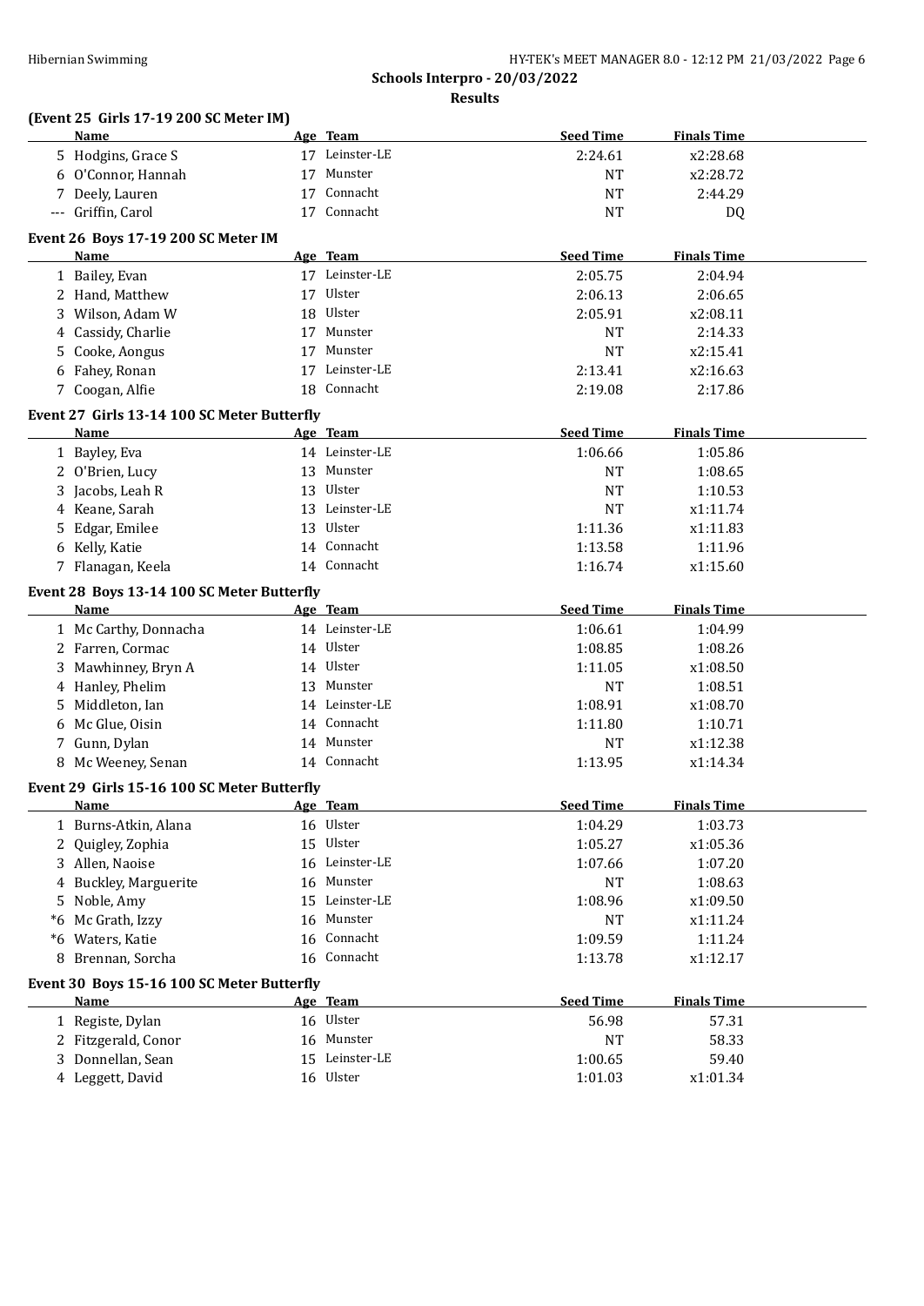Schools Interpro - 20/03/2022

Results

### (Event 25 Girls 17-19 200 SC Meter IM)

| | Name | Age | Team | Seed Time | Finals Time |
|---|---|---|---|---|---|
| 5 | Hodgins, Grace S | 17 | Leinster-LE | 2:24.61 | x2:28.68 |
| 6 | O'Connor, Hannah | 17 | Munster | NT | x2:28.72 |
| 7 | Deely, Lauren | 17 | Connacht | NT | 2:44.29 |
| --- | Griffin, Carol | 17 | Connacht | NT | DQ |

### Event 26 Boys 17-19 200 SC Meter IM

| | Name | Age | Team | Seed Time | Finals Time |
|---|---|---|---|---|---|
| 1 | Bailey, Evan | 17 | Leinster-LE | 2:05.75 | 2:04.94 |
| 2 | Hand, Matthew | 17 | Ulster | 2:06.13 | 2:06.65 |
| 3 | Wilson, Adam W | 18 | Ulster | 2:05.91 | x2:08.11 |
| 4 | Cassidy, Charlie | 17 | Munster | NT | 2:14.33 |
| 5 | Cooke, Aongus | 17 | Munster | NT | x2:15.41 |
| 6 | Fahey, Ronan | 17 | Leinster-LE | 2:13.41 | x2:16.63 |
| 7 | Coogan, Alfie | 18 | Connacht | 2:19.08 | 2:17.86 |

### Event 27 Girls 13-14 100 SC Meter Butterfly

| | Name | Age | Team | Seed Time | Finals Time |
|---|---|---|---|---|---|
| 1 | Bayley, Eva | 14 | Leinster-LE | 1:06.66 | 1:05.86 |
| 2 | O'Brien, Lucy | 13 | Munster | NT | 1:08.65 |
| 3 | Jacobs, Leah R | 13 | Ulster | NT | 1:10.53 |
| 4 | Keane, Sarah | 13 | Leinster-LE | NT | x1:11.74 |
| 5 | Edgar, Emilee | 13 | Ulster | 1:11.36 | x1:11.83 |
| 6 | Kelly, Katie | 14 | Connacht | 1:13.58 | 1:11.96 |
| 7 | Flanagan, Keela | 14 | Connacht | 1:16.74 | x1:15.60 |

### Event 28 Boys 13-14 100 SC Meter Butterfly

| | Name | Age | Team | Seed Time | Finals Time |
|---|---|---|---|---|---|
| 1 | Mc Carthy, Donnacha | 14 | Leinster-LE | 1:06.61 | 1:04.99 |
| 2 | Farren, Cormac | 14 | Ulster | 1:08.85 | 1:08.26 |
| 3 | Mawhinney, Bryn A | 14 | Ulster | 1:11.05 | x1:08.50 |
| 4 | Hanley, Phelim | 13 | Munster | NT | 1:08.51 |
| 5 | Middleton, Ian | 14 | Leinster-LE | 1:08.91 | x1:08.70 |
| 6 | Mc Glue, Oisin | 14 | Connacht | 1:11.80 | 1:10.71 |
| 7 | Gunn, Dylan | 14 | Munster | NT | x1:12.38 |
| 8 | Mc Weeney, Senan | 14 | Connacht | 1:13.95 | x1:14.34 |

### Event 29 Girls 15-16 100 SC Meter Butterfly

| | Name | Age | Team | Seed Time | Finals Time |
|---|---|---|---|---|---|
| 1 | Burns-Atkin, Alana | 16 | Ulster | 1:04.29 | 1:03.73 |
| 2 | Quigley, Zophia | 15 | Ulster | 1:05.27 | x1:05.36 |
| 3 | Allen, Naoise | 16 | Leinster-LE | 1:07.66 | 1:07.20 |
| 4 | Buckley, Marguerite | 16 | Munster | NT | 1:08.63 |
| 5 | Noble, Amy | 15 | Leinster-LE | 1:08.96 | x1:09.50 |
| *6 | Mc Grath, Izzy | 16 | Munster | NT | x1:11.24 |
| *6 | Waters, Katie | 16 | Connacht | 1:09.59 | 1:11.24 |
| 8 | Brennan, Sorcha | 16 | Connacht | 1:13.78 | x1:12.17 |

### Event 30 Boys 15-16 100 SC Meter Butterfly

| | Name | Age | Team | Seed Time | Finals Time |
|---|---|---|---|---|---|
| 1 | Registe, Dylan | 16 | Ulster | 56.98 | 57.31 |
| 2 | Fitzgerald, Conor | 16 | Munster | NT | 58.33 |
| 3 | Donnellan, Sean | 15 | Leinster-LE | 1:00.65 | 59.40 |
| 4 | Leggett, David | 16 | Ulster | 1:01.03 | x1:01.34 |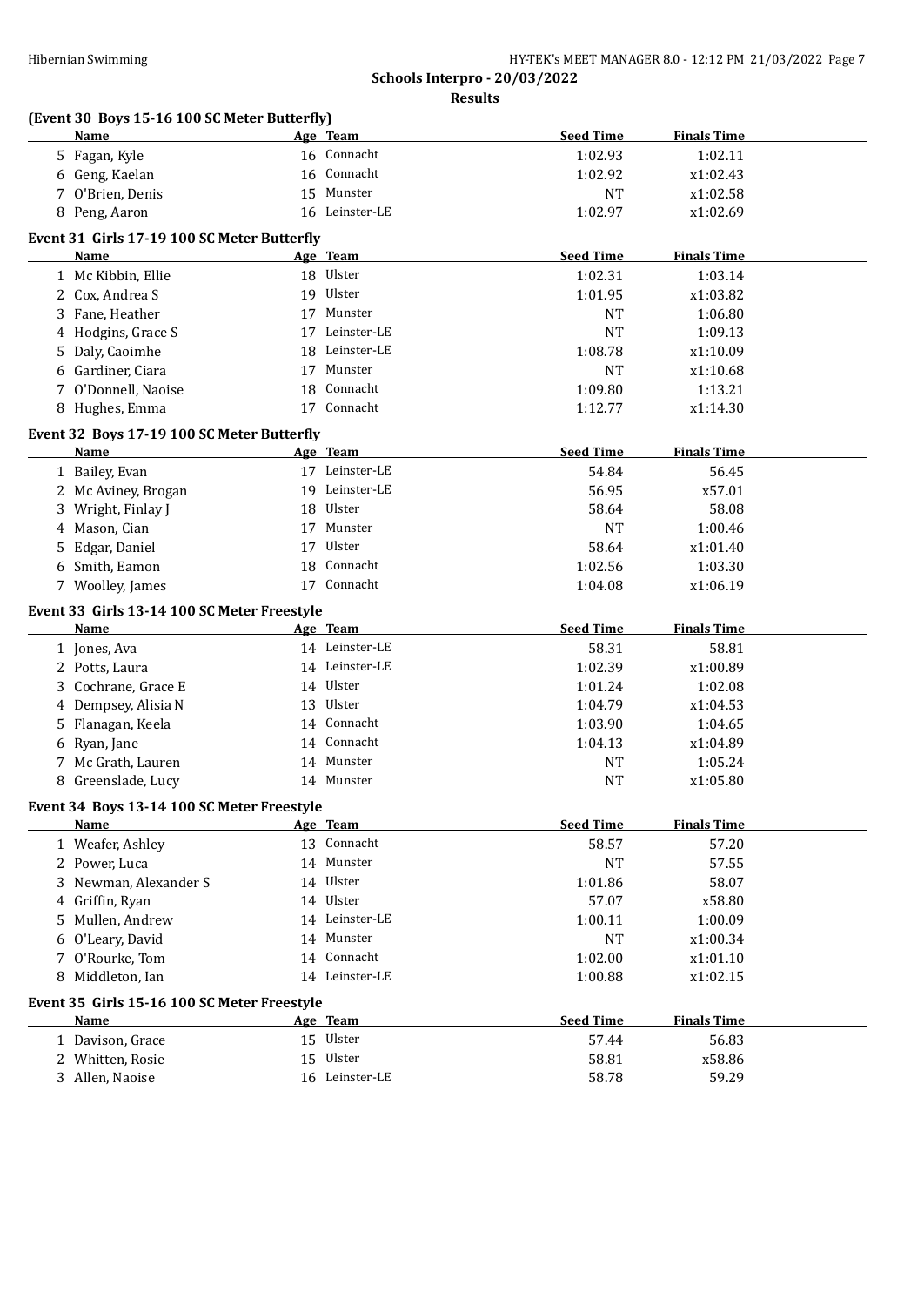**Schools Interpro - 20/03/2022**

**Results**

### (Event 30 Boys 15-16 100 SC Meter Butterfly)

| | Name | Age | Team | Seed Time | Finals Time |
|---|---|---|---|---|---|
| 5 | Fagan, Kyle | 16 | Connacht | 1:02.93 | 1:02.11 |
| 6 | Geng, Kaelan | 16 | Connacht | 1:02.92 | x1:02.43 |
| 7 | O'Brien, Denis | 15 | Munster | NT | x1:02.58 |
| 8 | Peng, Aaron | 16 | Leinster-LE | 1:02.97 | x1:02.69 |

### Event 31 Girls 17-19 100 SC Meter Butterfly

| | Name | Age | Team | Seed Time | Finals Time |
|---|---|---|---|---|---|
| 1 | Mc Kibbin, Ellie | 18 | Ulster | 1:02.31 | 1:03.14 |
| 2 | Cox, Andrea S | 19 | Ulster | 1:01.95 | x1:03.82 |
| 3 | Fane, Heather | 17 | Munster | NT | 1:06.80 |
| 4 | Hodgins, Grace S | 17 | Leinster-LE | NT | 1:09.13 |
| 5 | Daly, Caoimhe | 18 | Leinster-LE | 1:08.78 | x1:10.09 |
| 6 | Gardiner, Ciara | 17 | Munster | NT | x1:10.68 |
| 7 | O'Donnell, Naoise | 18 | Connacht | 1:09.80 | 1:13.21 |
| 8 | Hughes, Emma | 17 | Connacht | 1:12.77 | x1:14.30 |

### Event 32 Boys 17-19 100 SC Meter Butterfly

| | Name | Age | Team | Seed Time | Finals Time |
|---|---|---|---|---|---|
| 1 | Bailey, Evan | 17 | Leinster-LE | 54.84 | 56.45 |
| 2 | Mc Aviney, Brogan | 19 | Leinster-LE | 56.95 | x57.01 |
| 3 | Wright, Finlay J | 18 | Ulster | 58.64 | 58.08 |
| 4 | Mason, Cian | 17 | Munster | NT | 1:00.46 |
| 5 | Edgar, Daniel | 17 | Ulster | 58.64 | x1:01.40 |
| 6 | Smith, Eamon | 18 | Connacht | 1:02.56 | 1:03.30 |
| 7 | Woolley, James | 17 | Connacht | 1:04.08 | x1:06.19 |

### Event 33 Girls 13-14 100 SC Meter Freestyle

| | Name | Age | Team | Seed Time | Finals Time |
|---|---|---|---|---|---|
| 1 | Jones, Ava | 14 | Leinster-LE | 58.31 | 58.81 |
| 2 | Potts, Laura | 14 | Leinster-LE | 1:02.39 | x1:00.89 |
| 3 | Cochrane, Grace E | 14 | Ulster | 1:01.24 | 1:02.08 |
| 4 | Dempsey, Alisia N | 13 | Ulster | 1:04.79 | x1:04.53 |
| 5 | Flanagan, Keela | 14 | Connacht | 1:03.90 | 1:04.65 |
| 6 | Ryan, Jane | 14 | Connacht | 1:04.13 | x1:04.89 |
| 7 | Mc Grath, Lauren | 14 | Munster | NT | 1:05.24 |
| 8 | Greenslade, Lucy | 14 | Munster | NT | x1:05.80 |

### Event 34 Boys 13-14 100 SC Meter Freestyle

| | Name | Age | Team | Seed Time | Finals Time |
|---|---|---|---|---|---|
| 1 | Weafer, Ashley | 13 | Connacht | 58.57 | 57.20 |
| 2 | Power, Luca | 14 | Munster | NT | 57.55 |
| 3 | Newman, Alexander S | 14 | Ulster | 1:01.86 | 58.07 |
| 4 | Griffin, Ryan | 14 | Ulster | 57.07 | x58.80 |
| 5 | Mullen, Andrew | 14 | Leinster-LE | 1:00.11 | 1:00.09 |
| 6 | O'Leary, David | 14 | Munster | NT | x1:00.34 |
| 7 | O'Rourke, Tom | 14 | Connacht | 1:02.00 | x1:01.10 |
| 8 | Middleton, Ian | 14 | Leinster-LE | 1:00.88 | x1:02.15 |

### Event 35 Girls 15-16 100 SC Meter Freestyle

| | Name | Age | Team | Seed Time | Finals Time |
|---|---|---|---|---|---|
| 1 | Davison, Grace | 15 | Ulster | 57.44 | 56.83 |
| 2 | Whitten, Rosie | 15 | Ulster | 58.81 | x58.86 |
| 3 | Allen, Naoise | 16 | Leinster-LE | 58.78 | 59.29 |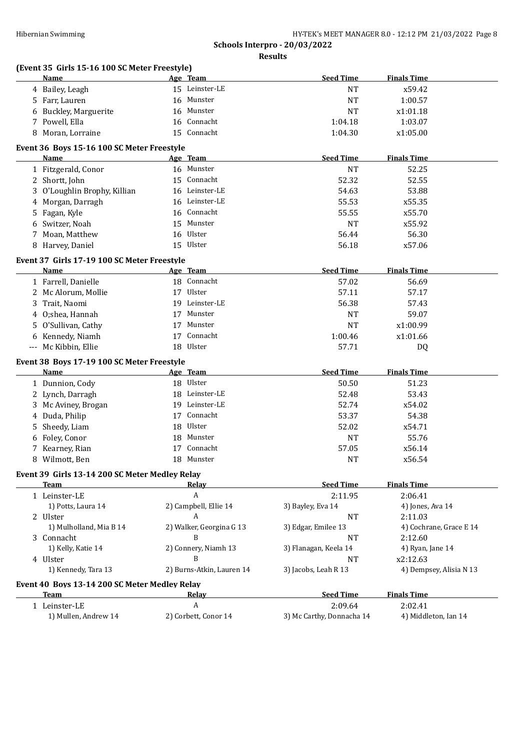**Schools Interpro - 20/03/2022**

**Results**

### (Event 35 Girls 15-16 100 SC Meter Freestyle)

| | Name | Age | Team | Seed Time | Finals Time |
|---|---|---|---|---|---|
| 4 | Bailey, Leagh | 15 | Leinster-LE | NT | x59.42 |
| 5 | Farr, Lauren | 16 | Munster | NT | 1:00.57 |
| 6 | Buckley, Marguerite | 16 | Munster | NT | x1:01.18 |
| 7 | Powell, Ella | 16 | Connacht | 1:04.18 | 1:03.07 |
| 8 | Moran, Lorraine | 15 | Connacht | 1:04.30 | x1:05.00 |

### Event 36 Boys 15-16 100 SC Meter Freestyle

| | Name | Age | Team | Seed Time | Finals Time |
|---|---|---|---|---|---|
| 1 | Fitzgerald, Conor | 16 | Munster | NT | 52.25 |
| 2 | Shortt, John | 15 | Connacht | 52.32 | 52.55 |
| 3 | O'Loughlin Brophy, Killian | 16 | Leinster-LE | 54.63 | 53.88 |
| 4 | Morgan, Darragh | 16 | Leinster-LE | 55.53 | x55.35 |
| 5 | Fagan, Kyle | 16 | Connacht | 55.55 | x55.70 |
| 6 | Switzer, Noah | 15 | Munster | NT | x55.92 |
| 7 | Moan, Matthew | 16 | Ulster | 56.44 | 56.30 |
| 8 | Harvey, Daniel | 15 | Ulster | 56.18 | x57.06 |

### Event 37 Girls 17-19 100 SC Meter Freestyle

| | Name | Age | Team | Seed Time | Finals Time |
|---|---|---|---|---|---|
| 1 | Farrell, Danielle | 18 | Connacht | 57.02 | 56.69 |
| 2 | Mc Alorum, Mollie | 17 | Ulster | 57.11 | 57.17 |
| 3 | Trait, Naomi | 19 | Leinster-LE | 56.38 | 57.43 |
| 4 | O;shea, Hannah | 17 | Munster | NT | 59.07 |
| 5 | O'Sullivan, Cathy | 17 | Munster | NT | x1:00.99 |
| 6 | Kennedy, Niamh | 17 | Connacht | 1:00.46 | x1:01.66 |
| --- | Mc Kibbin, Ellie | 18 | Ulster | 57.71 | DQ |

### Event 38 Boys 17-19 100 SC Meter Freestyle

| | Name | Age | Team | Seed Time | Finals Time |
|---|---|---|---|---|---|
| 1 | Dunnion, Cody | 18 | Ulster | 50.50 | 51.23 |
| 2 | Lynch, Darragh | 18 | Leinster-LE | 52.48 | 53.43 |
| 3 | Mc Aviney, Brogan | 19 | Leinster-LE | 52.74 | x54.02 |
| 4 | Duda, Philip | 17 | Connacht | 53.37 | 54.38 |
| 5 | Sheedy, Liam | 18 | Ulster | 52.02 | x54.71 |
| 6 | Foley, Conor | 18 | Munster | NT | 55.76 |
| 7 | Kearney, Rian | 17 | Connacht | 57.05 | x56.14 |
| 8 | Wilmott, Ben | 18 | Munster | NT | x56.54 |

### Event 39 Girls 13-14 200 SC Meter Medley Relay

| | Team | Relay | Seed Time | Finals Time |
|---|---|---|---|---|
| 1 | Leinster-LE | A | 2:11.95 | 2:06.41 |
| | 1) Potts, Laura 14 | 2) Campbell, Ellie 14 | 3) Bayley, Eva 14 | 4) Jones, Ava 14 |
| 2 | Ulster | A | NT | 2:11.03 |
| | 1) Mulholland, Mia B 14 | 2) Walker, Georgina G 13 | 3) Edgar, Emilee 13 | 4) Cochrane, Grace E 14 |
| 3 | Connacht | B | NT | 2:12.60 |
| | 1) Kelly, Katie 14 | 2) Connery, Niamh 13 | 3) Flanagan, Keela 14 | 4) Ryan, Jane 14 |
| 4 | Ulster | B | NT | x2:12.63 |
| | 1) Kennedy, Tara 13 | 2) Burns-Atkin, Lauren 14 | 3) Jacobs, Leah R 13 | 4) Dempsey, Alisia N 13 |

### Event 40 Boys 13-14 200 SC Meter Medley Relay

| | Team | Relay | Seed Time | Finals Time |
|---|---|---|---|---|
| 1 | Leinster-LE | A | 2:09.64 | 2:02.41 |
| | 1) Mullen, Andrew 14 | 2) Corbett, Conor 14 | 3) Mc Carthy, Donnacha 14 | 4) Middleton, Ian 14 |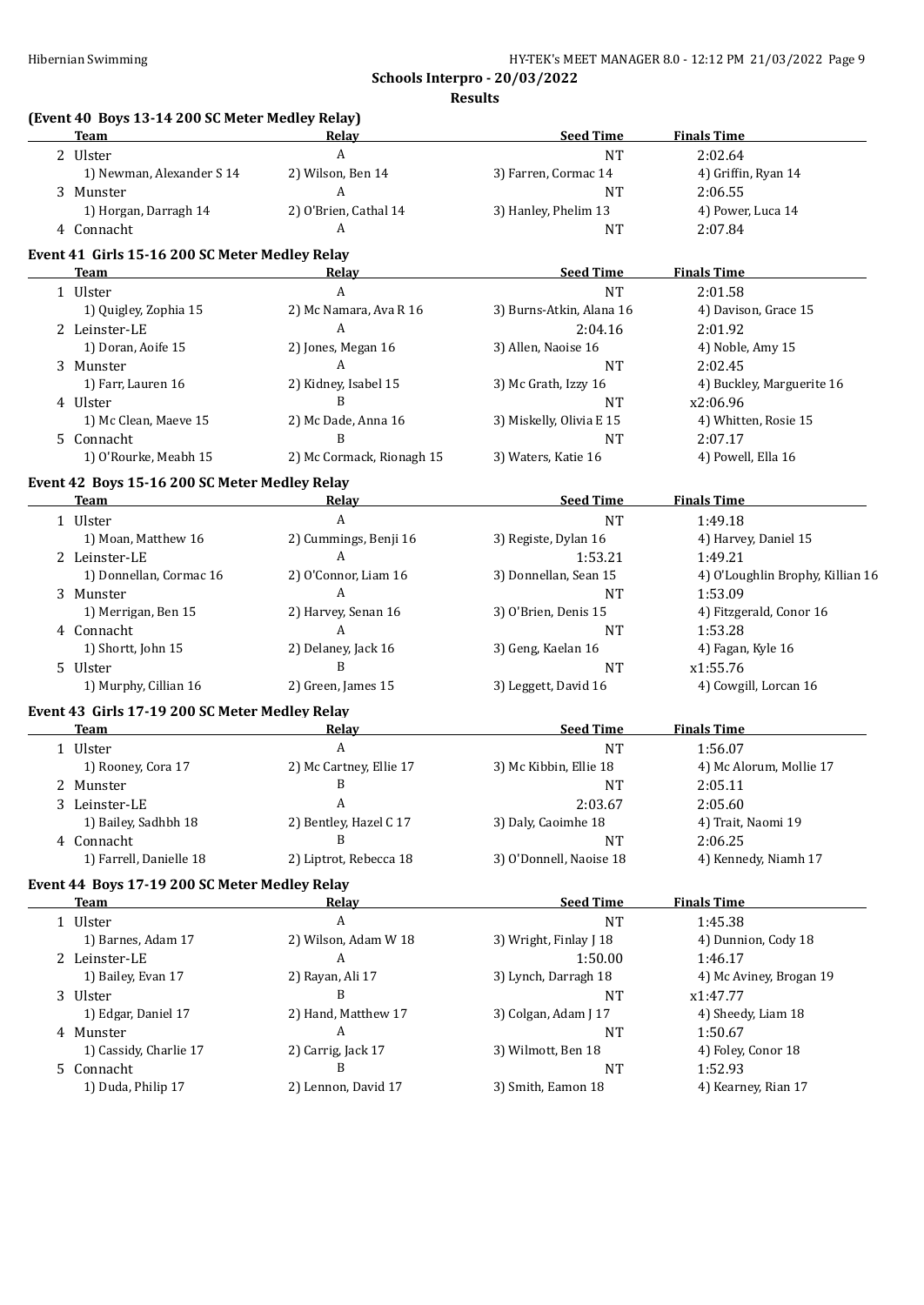Schools Interpro - 20/03/2022

**Results**

### (Event 40 Boys 13-14 200 SC Meter Medley Relay)

| Team | Relay | Seed Time | Finals Time |
|---|---|---|---|
| 2 Ulster | A | NT | 2:02.64 |
| 1) Newman, Alexander S 14 | 2) Wilson, Ben 14 | 3) Farren, Cormac 14 | 4) Griffin, Ryan 14 |
| 3 Munster | A | NT | 2:06.55 |
| 1) Horgan, Darragh 14 | 2) O'Brien, Cathal 14 | 3) Hanley, Phelim 13 | 4) Power, Luca 14 |
| 4 Connacht | A | NT | 2:07.84 |

### Event 41 Girls 15-16 200 SC Meter Medley Relay

| Team | Relay | Seed Time | Finals Time |
|---|---|---|---|
| 1 Ulster | A | NT | 2:01.58 |
| 1) Quigley, Zophia 15 | 2) Mc Namara, Ava R 16 | 3) Burns-Atkin, Alana 16 | 4) Davison, Grace 15 |
| 2 Leinster-LE | A | 2:04.16 | 2:01.92 |
| 1) Doran, Aoife 15 | 2) Jones, Megan 16 | 3) Allen, Naoise 16 | 4) Noble, Amy 15 |
| 3 Munster | A | NT | 2:02.45 |
| 1) Farr, Lauren 16 | 2) Kidney, Isabel 15 | 3) Mc Grath, Izzy 16 | 4) Buckley, Marguerite 16 |
| 4 Ulster | B | NT | x2:06.96 |
| 1) Mc Clean, Maeve 15 | 2) Mc Dade, Anna 16 | 3) Miskelly, Olivia E 15 | 4) Whitten, Rosie 15 |
| 5 Connacht | B | NT | 2:07.17 |
| 1) O'Rourke, Meabh 15 | 2) Mc Cormack, Rionagh 15 | 3) Waters, Katie 16 | 4) Powell, Ella 16 |

### Event 42 Boys 15-16 200 SC Meter Medley Relay

| Team | Relay | Seed Time | Finals Time |
|---|---|---|---|
| 1 Ulster | A | NT | 1:49.18 |
| 1) Moan, Matthew 16 | 2) Cummings, Benji 16 | 3) Registe, Dylan 16 | 4) Harvey, Daniel 15 |
| 2 Leinster-LE | A | 1:53.21 | 1:49.21 |
| 1) Donnellan, Cormac 16 | 2) O'Connor, Liam 16 | 3) Donnellan, Sean 15 | 4) O'Loughlin Brophy, Killian 16 |
| 3 Munster | A | NT | 1:53.09 |
| 1) Merrigan, Ben 15 | 2) Harvey, Senan 16 | 3) O'Brien, Denis 15 | 4) Fitzgerald, Conor 16 |
| 4 Connacht | A | NT | 1:53.28 |
| 1) Shortt, John 15 | 2) Delaney, Jack 16 | 3) Geng, Kaelan 16 | 4) Fagan, Kyle 16 |
| 5 Ulster | B | NT | x1:55.76 |
| 1) Murphy, Cillian 16 | 2) Green, James 15 | 3) Leggett, David 16 | 4) Cowgill, Lorcan 16 |

### Event 43 Girls 17-19 200 SC Meter Medley Relay

| Team | Relay | Seed Time | Finals Time |
|---|---|---|---|
| 1 Ulster | A | NT | 1:56.07 |
| 1) Rooney, Cora 17 | 2) Mc Cartney, Ellie 17 | 3) Mc Kibbin, Ellie 18 | 4) Mc Alorum, Mollie 17 |
| 2 Munster | B | NT | 2:05.11 |
| 3 Leinster-LE | A | 2:03.67 | 2:05.60 |
| 1) Bailey, Sadhbh 18 | 2) Bentley, Hazel C 17 | 3) Daly, Caoimhe 18 | 4) Trait, Naomi 19 |
| 4 Connacht | B | NT | 2:06.25 |
| 1) Farrell, Danielle 18 | 2) Liptrot, Rebecca 18 | 3) O'Donnell, Naoise 18 | 4) Kennedy, Niamh 17 |

### Event 44 Boys 17-19 200 SC Meter Medley Relay

| Team | Relay | Seed Time | Finals Time |
|---|---|---|---|
| 1 Ulster | A | NT | 1:45.38 |
| 1) Barnes, Adam 17 | 2) Wilson, Adam W 18 | 3) Wright, Finlay J 18 | 4) Dunnion, Cody 18 |
| 2 Leinster-LE | A | 1:50.00 | 1:46.17 |
| 1) Bailey, Evan 17 | 2) Rayan, Ali 17 | 3) Lynch, Darragh 18 | 4) Mc Aviney, Brogan 19 |
| 3 Ulster | B | NT | x1:47.77 |
| 1) Edgar, Daniel 17 | 2) Hand, Matthew 17 | 3) Colgan, Adam J 17 | 4) Sheedy, Liam 18 |
| 4 Munster | A | NT | 1:50.67 |
| 1) Cassidy, Charlie 17 | 2) Carrig, Jack 17 | 3) Wilmott, Ben 18 | 4) Foley, Conor 18 |
| 5 Connacht | B | NT | 1:52.93 |
| 1) Duda, Philip 17 | 2) Lennon, David 17 | 3) Smith, Eamon 18 | 4) Kearney, Rian 17 |